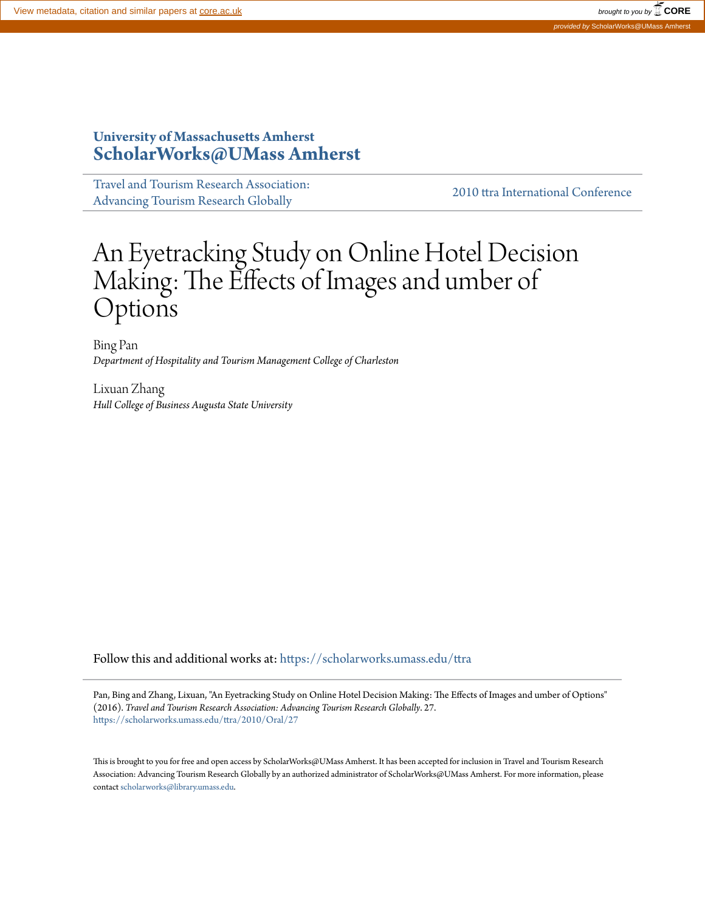View metadata, citation and similar papers at core.ac.uk

brought to you by CORE

provided by ScholarWorks@UMass Amherst

**University of Massachusetts Amherst**
**ScholarWorks@UMass Amherst**

Travel and Tourism Research Association: Advancing Tourism Research Globally

2010 ttra International Conference

# An Eyetracking Study on Online Hotel Decision Making: The Effects of Images and umber of Options

Bing Pan
*Department of Hospitality and Tourism Management College of Charleston*

Lixuan Zhang
*Hull College of Business Augusta State University*

Follow this and additional works at: https://scholarworks.umass.edu/ttra

Pan, Bing and Zhang, Lixuan, "An Eyetracking Study on Online Hotel Decision Making: The Effects of Images and umber of Options" (2016). *Travel and Tourism Research Association: Advancing Tourism Research Globally*. 27.
https://scholarworks.umass.edu/ttra/2010/Oral/27

This is brought to you for free and open access by ScholarWorks@UMass Amherst. It has been accepted for inclusion in Travel and Tourism Research Association: Advancing Tourism Research Globally by an authorized administrator of ScholarWorks@UMass Amherst. For more information, please contact scholarworks@library.umass.edu.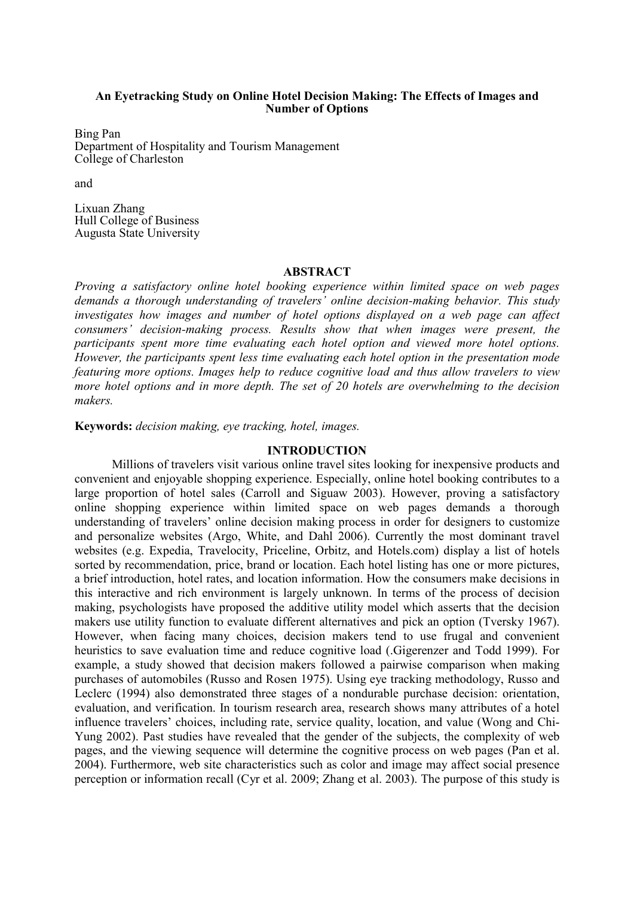**An Eyetracking Study on Online Hotel Decision Making: The Effects of Images and Number of Options**

Bing Pan
Department of Hospitality and Tourism Management
College of Charleston

and

Lixuan Zhang
Hull College of Business
Augusta State University

## ABSTRACT

*Proving a satisfactory online hotel booking experience within limited space on web pages demands a thorough understanding of travelers' online decision-making behavior. This study investigates how images and number of hotel options displayed on a web page can affect consumers' decision-making process. Results show that when images were present, the participants spent more time evaluating each hotel option and viewed more hotel options. However, the participants spent less time evaluating each hotel option in the presentation mode featuring more options. Images help to reduce cognitive load and thus allow travelers to view more hotel options and in more depth. The set of 20 hotels are overwhelming to the decision makers.*

**Keywords:** *decision making, eye tracking, hotel, images.*

## INTRODUCTION

Millions of travelers visit various online travel sites looking for inexpensive products and convenient and enjoyable shopping experience. Especially, online hotel booking contributes to a large proportion of hotel sales (Carroll and Siguaw 2003). However, proving a satisfactory online shopping experience within limited space on web pages demands a thorough understanding of travelers' online decision making process in order for designers to customize and personalize websites (Argo, White, and Dahl 2006). Currently the most dominant travel websites (e.g. Expedia, Travelocity, Priceline, Orbitz, and Hotels.com) display a list of hotels sorted by recommendation, price, brand or location. Each hotel listing has one or more pictures, a brief introduction, hotel rates, and location information. How the consumers make decisions in this interactive and rich environment is largely unknown. In terms of the process of decision making, psychologists have proposed the additive utility model which asserts that the decision makers use utility function to evaluate different alternatives and pick an option (Tversky 1967). However, when facing many choices, decision makers tend to use frugal and convenient heuristics to save evaluation time and reduce cognitive load (.Gigerenzer and Todd 1999). For example, a study showed that decision makers followed a pairwise comparison when making purchases of automobiles (Russo and Rosen 1975). Using eye tracking methodology, Russo and Leclerc (1994) also demonstrated three stages of a nondurable purchase decision: orientation, evaluation, and verification. In tourism research area, research shows many attributes of a hotel influence travelers' choices, including rate, service quality, location, and value (Wong and Chi-Yung 2002). Past studies have revealed that the gender of the subjects, the complexity of web pages, and the viewing sequence will determine the cognitive process on web pages (Pan et al. 2004). Furthermore, web site characteristics such as color and image may affect social presence perception or information recall (Cyr et al. 2009; Zhang et al. 2003). The purpose of this study is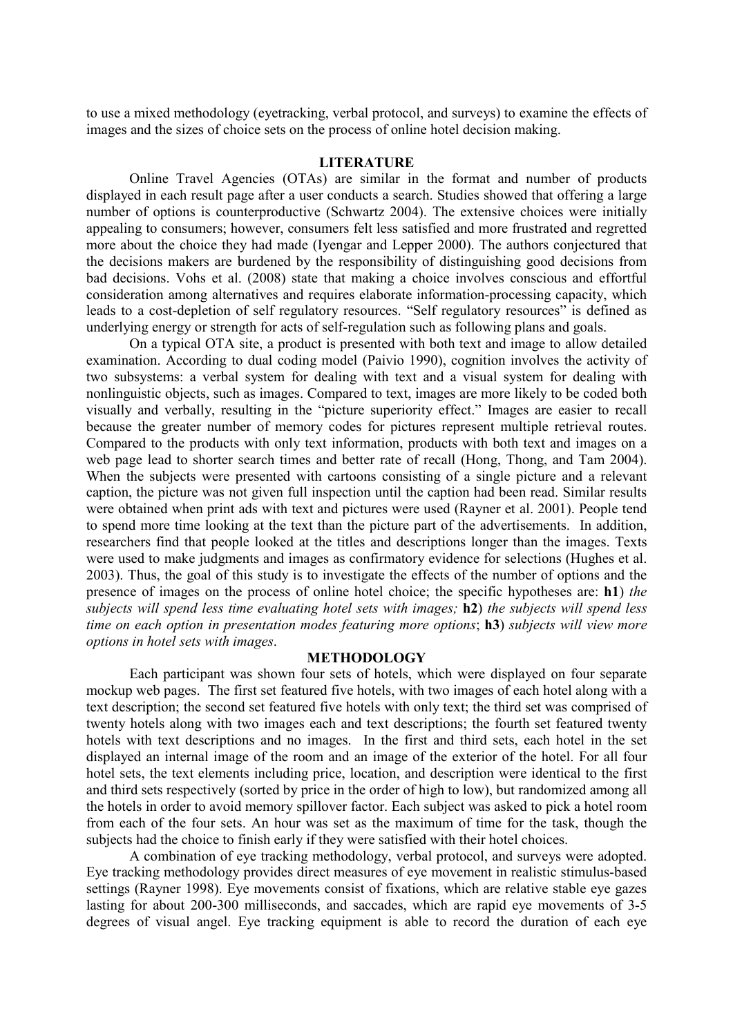to use a mixed methodology (eyetracking, verbal protocol, and surveys) to examine the effects of images and the sizes of choice sets on the process of online hotel decision making.

## LITERATURE

Online Travel Agencies (OTAs) are similar in the format and number of products displayed in each result page after a user conducts a search. Studies showed that offering a large number of options is counterproductive (Schwartz 2004). The extensive choices were initially appealing to consumers; however, consumers felt less satisfied and more frustrated and regretted more about the choice they had made (Iyengar and Lepper 2000). The authors conjectured that the decisions makers are burdened by the responsibility of distinguishing good decisions from bad decisions. Vohs et al. (2008) state that making a choice involves conscious and effortful consideration among alternatives and requires elaborate information-processing capacity, which leads to a cost-depletion of self regulatory resources. "Self regulatory resources" is defined as underlying energy or strength for acts of self-regulation such as following plans and goals.

On a typical OTA site, a product is presented with both text and image to allow detailed examination. According to dual coding model (Paivio 1990), cognition involves the activity of two subsystems: a verbal system for dealing with text and a visual system for dealing with nonlinguistic objects, such as images. Compared to text, images are more likely to be coded both visually and verbally, resulting in the "picture superiority effect." Images are easier to recall because the greater number of memory codes for pictures represent multiple retrieval routes. Compared to the products with only text information, products with both text and images on a web page lead to shorter search times and better rate of recall (Hong, Thong, and Tam 2004). When the subjects were presented with cartoons consisting of a single picture and a relevant caption, the picture was not given full inspection until the caption had been read. Similar results were obtained when print ads with text and pictures were used (Rayner et al. 2001). People tend to spend more time looking at the text than the picture part of the advertisements. In addition, researchers find that people looked at the titles and descriptions longer than the images. Texts were used to make judgments and images as confirmatory evidence for selections (Hughes et al. 2003). Thus, the goal of this study is to investigate the effects of the number of options and the presence of images on the process of online hotel choice; the specific hypotheses are: **h1**) *the subjects will spend less time evaluating hotel sets with images;* **h2**) *the subjects will spend less time on each option in presentation modes featuring more options*; **h3**) *subjects will view more options in hotel sets with images*.

## METHODOLOGY

Each participant was shown four sets of hotels, which were displayed on four separate mockup web pages. The first set featured five hotels, with two images of each hotel along with a text description; the second set featured five hotels with only text; the third set was comprised of twenty hotels along with two images each and text descriptions; the fourth set featured twenty hotels with text descriptions and no images. In the first and third sets, each hotel in the set displayed an internal image of the room and an image of the exterior of the hotel. For all four hotel sets, the text elements including price, location, and description were identical to the first and third sets respectively (sorted by price in the order of high to low), but randomized among all the hotels in order to avoid memory spillover factor. Each subject was asked to pick a hotel room from each of the four sets. An hour was set as the maximum of time for the task, though the subjects had the choice to finish early if they were satisfied with their hotel choices.

A combination of eye tracking methodology, verbal protocol, and surveys were adopted. Eye tracking methodology provides direct measures of eye movement in realistic stimulus-based settings (Rayner 1998). Eye movements consist of fixations, which are relative stable eye gazes lasting for about 200-300 milliseconds, and saccades, which are rapid eye movements of 3-5 degrees of visual angel. Eye tracking equipment is able to record the duration of each eye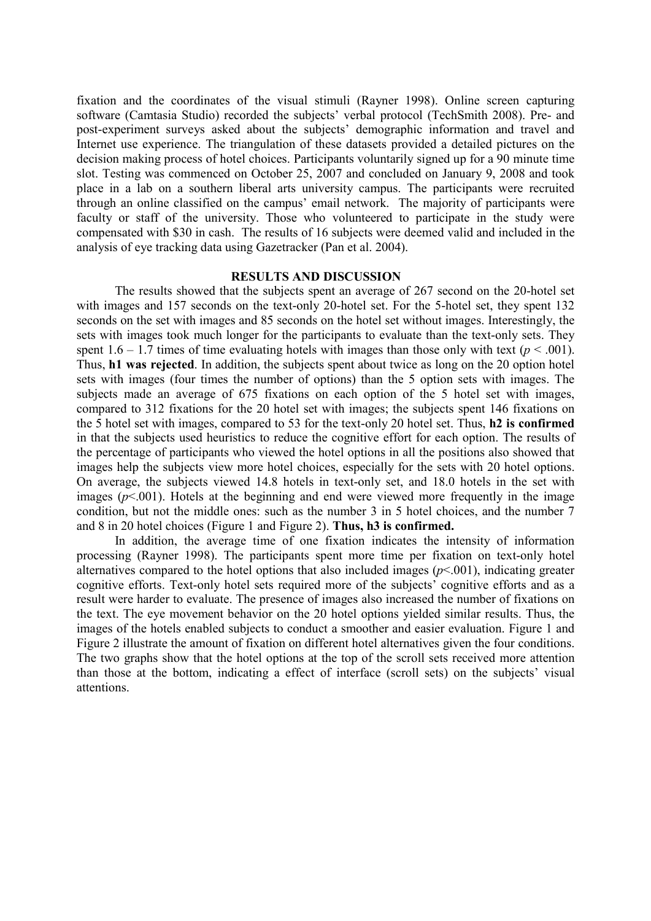fixation and the coordinates of the visual stimuli (Rayner 1998). Online screen capturing software (Camtasia Studio) recorded the subjects' verbal protocol (TechSmith 2008). Pre- and post-experiment surveys asked about the subjects' demographic information and travel and Internet use experience. The triangulation of these datasets provided a detailed pictures on the decision making process of hotel choices. Participants voluntarily signed up for a 90 minute time slot. Testing was commenced on October 25, 2007 and concluded on January 9, 2008 and took place in a lab on a southern liberal arts university campus. The participants were recruited through an online classified on the campus' email network. The majority of participants were faculty or staff of the university. Those who volunteered to participate in the study were compensated with $30 in cash. The results of 16 subjects were deemed valid and included in the analysis of eye tracking data using Gazetracker (Pan et al. 2004).

## RESULTS AND DISCUSSION

The results showed that the subjects spent an average of 267 second on the 20-hotel set with images and 157 seconds on the text-only 20-hotel set. For the 5-hotel set, they spent 132 seconds on the set with images and 85 seconds on the hotel set without images. Interestingly, the sets with images took much longer for the participants to evaluate than the text-only sets. They spent 1.6 – 1.7 times of time evaluating hotels with images than those only with text ($p < .001$). Thus, **h1 was rejected**. In addition, the subjects spent about twice as long on the 20 option hotel sets with images (four times the number of options) than the 5 option sets with images. The subjects made an average of 675 fixations on each option of the 5 hotel set with images, compared to 312 fixations for the 20 hotel set with images; the subjects spent 146 fixations on the 5 hotel set with images, compared to 53 for the text-only 20 hotel set. Thus, **h2 is confirmed** in that the subjects used heuristics to reduce the cognitive effort for each option. The results of the percentage of participants who viewed the hotel options in all the positions also showed that images help the subjects view more hotel choices, especially for the sets with 20 hotel options. On average, the subjects viewed 14.8 hotels in text-only set, and 18.0 hotels in the set with images ($p<.001$). Hotels at the beginning and end were viewed more frequently in the image condition, but not the middle ones: such as the number 3 in 5 hotel choices, and the number 7 and 8 in 20 hotel choices (Figure 1 and Figure 2). **Thus, h3 is confirmed.**

In addition, the average time of one fixation indicates the intensity of information processing (Rayner 1998). The participants spent more time per fixation on text-only hotel alternatives compared to the hotel options that also included images ($p<.001$), indicating greater cognitive efforts. Text-only hotel sets required more of the subjects' cognitive efforts and as a result were harder to evaluate. The presence of images also increased the number of fixations on the text. The eye movement behavior on the 20 hotel options yielded similar results. Thus, the images of the hotels enabled subjects to conduct a smoother and easier evaluation. Figure 1 and Figure 2 illustrate the amount of fixation on different hotel alternatives given the four conditions. The two graphs show that the hotel options at the top of the scroll sets received more attention than those at the bottom, indicating a effect of interface (scroll sets) on the subjects' visual attentions.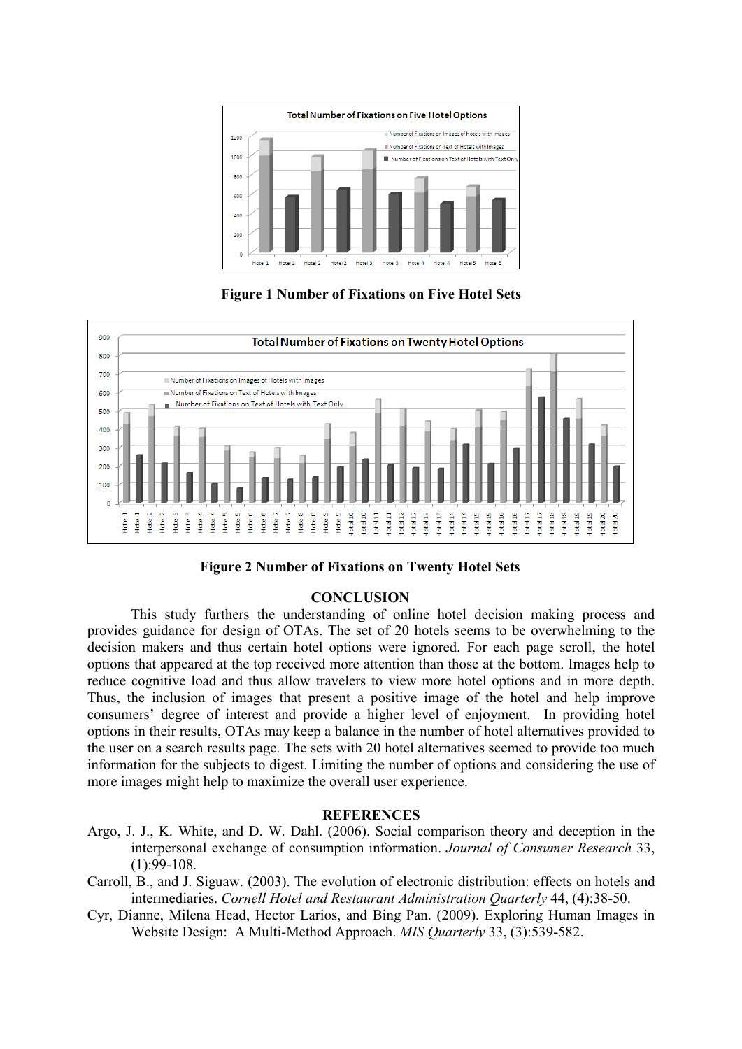**Figure 1 Number of Fixations on Five Hotel Sets**

**Figure 2 Number of Fixations on Twenty Hotel Sets**

## CONCLUSION

This study furthers the understanding of online hotel decision making process and provides guidance for design of OTAs. The set of 20 hotels seems to be overwhelming to the decision makers and thus certain hotel options were ignored. For each page scroll, the hotel options that appeared at the top received more attention than those at the bottom. Images help to reduce cognitive load and thus allow travelers to view more hotel options and in more depth. Thus, the inclusion of images that present a positive image of the hotel and help improve consumers' degree of interest and provide a higher level of enjoyment. In providing hotel options in their results, OTAs may keep a balance in the number of hotel alternatives provided to the user on a search results page. The sets with 20 hotel alternatives seemed to provide too much information for the subjects to digest. Limiting the number of options and considering the use of more images might help to maximize the overall user experience.

## REFERENCES

Argo, J. J., K. White, and D. W. Dahl. (2006). Social comparison theory and deception in the interpersonal exchange of consumption information. *Journal of Consumer Research* 33, (1):99-108.

Carroll, B., and J. Siguaw. (2003). The evolution of electronic distribution: effects on hotels and intermediaries. *Cornell Hotel and Restaurant Administration Quarterly* 44, (4):38-50.

Cyr, Dianne, Milena Head, Hector Larios, and Bing Pan. (2009). Exploring Human Images in Website Design: A Multi-Method Approach. *MIS Quarterly* 33, (3):539-582.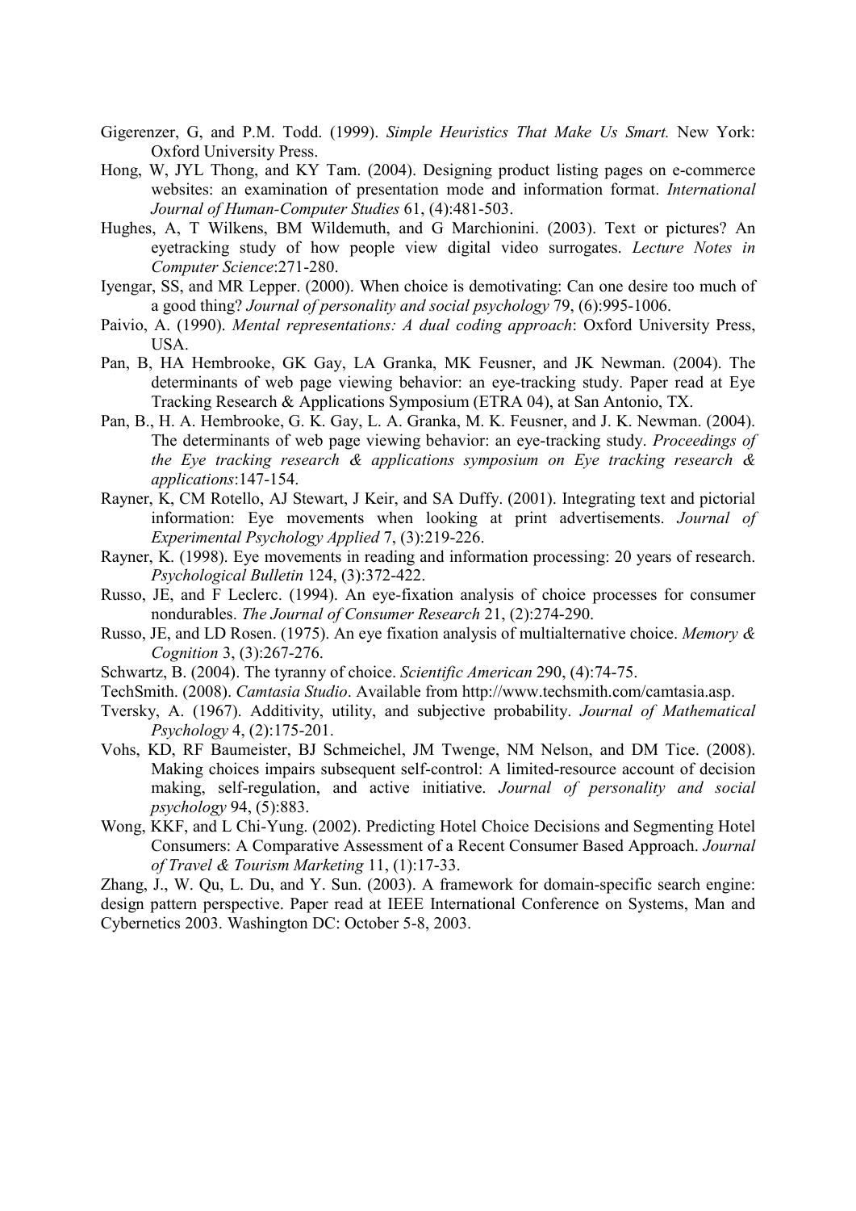Gigerenzer, G, and P.M. Todd. (1999). *Simple Heuristics That Make Us Smart.* New York: Oxford University Press.

Hong, W, JYL Thong, and KY Tam. (2004). Designing product listing pages on e-commerce websites: an examination of presentation mode and information format. *International Journal of Human-Computer Studies* 61, (4):481-503.

Hughes, A, T Wilkens, BM Wildemuth, and G Marchionini. (2003). Text or pictures? An eyetracking study of how people view digital video surrogates. *Lecture Notes in Computer Science*:271-280.

Iyengar, SS, and MR Lepper. (2000). When choice is demotivating: Can one desire too much of a good thing? *Journal of personality and social psychology* 79, (6):995-1006.

Paivio, A. (1990). *Mental representations: A dual coding approach*: Oxford University Press, USA.

Pan, B, HA Hembrooke, GK Gay, LA Granka, MK Feusner, and JK Newman. (2004). The determinants of web page viewing behavior: an eye-tracking study. Paper read at Eye Tracking Research & Applications Symposium (ETRA 04), at San Antonio, TX.

Pan, B., H. A. Hembrooke, G. K. Gay, L. A. Granka, M. K. Feusner, and J. K. Newman. (2004). The determinants of web page viewing behavior: an eye-tracking study. *Proceedings of the Eye tracking research & applications symposium on Eye tracking research & applications*:147-154.

Rayner, K, CM Rotello, AJ Stewart, J Keir, and SA Duffy. (2001). Integrating text and pictorial information: Eye movements when looking at print advertisements. *Journal of Experimental Psychology Applied* 7, (3):219-226.

Rayner, K. (1998). Eye movements in reading and information processing: 20 years of research. *Psychological Bulletin* 124, (3):372-422.

Russo, JE, and F Leclerc. (1994). An eye-fixation analysis of choice processes for consumer nondurables. *The Journal of Consumer Research* 21, (2):274-290.

Russo, JE, and LD Rosen. (1975). An eye fixation analysis of multialternative choice. *Memory & Cognition* 3, (3):267-276.

Schwartz, B. (2004). The tyranny of choice. *Scientific American* 290, (4):74-75.

TechSmith. (2008). *Camtasia Studio*. Available from http://www.techsmith.com/camtasia.asp.

Tversky, A. (1967). Additivity, utility, and subjective probability. *Journal of Mathematical Psychology* 4, (2):175-201.

Vohs, KD, RF Baumeister, BJ Schmeichel, JM Twenge, NM Nelson, and DM Tice. (2008). Making choices impairs subsequent self-control: A limited-resource account of decision making, self-regulation, and active initiative. *Journal of personality and social psychology* 94, (5):883.

Wong, KKF, and L Chi-Yung. (2002). Predicting Hotel Choice Decisions and Segmenting Hotel Consumers: A Comparative Assessment of a Recent Consumer Based Approach. *Journal of Travel & Tourism Marketing* 11, (1):17-33.

Zhang, J., W. Qu, L. Du, and Y. Sun. (2003). A framework for domain-specific search engine: design pattern perspective. Paper read at IEEE International Conference on Systems, Man and Cybernetics 2003. Washington DC: October 5-8, 2003.